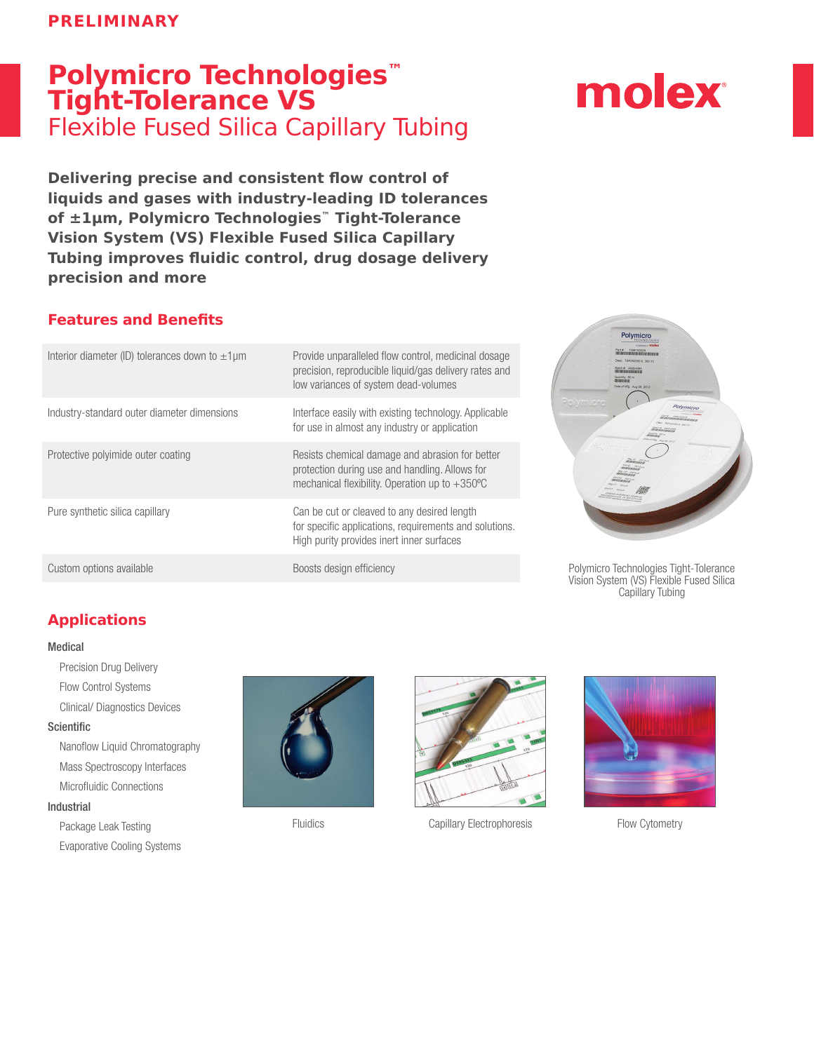PRELIMINARY

# Polymicro Technologies™ Tight-Tolerance VS

## Flexible Fused Silica Capillary Tubing

**Delivering precise and consistent flow control of liquids and gases with industry-leading ID tolerances of ±1µm, Polymicro Technologies™ Tight-Tolerance Vision System (VS) Flexible Fused Silica Capillary Tubing improves fluidic control, drug dosage delivery precision and more**

## Features and Benefits

| Feature | Benefit |
|---|---|
| Interior diameter (ID) tolerances down to ±1µm | Provide unparalleled flow control, medicinal dosage precision, reproducible liquid/gas delivery rates and low variances of system dead-volumes |
| Industry-standard outer diameter dimensions | Interface easily with existing technology. Applicable for use in almost any industry or application |
| Protective polyimide outer coating | Resists chemical damage and abrasion for better protection during use and handling. Allows for mechanical flexibility. Operation up to +350ºC |
| Pure synthetic silica capillary | Can be cut or cleaved to any desired length for specific applications, requirements and solutions. High purity provides inert inner surfaces |
| Custom options available | Boosts design efficiency |

Polymicro Technologies Tight-Tolerance Vision System (VS) Flexible Fused Silica Capillary Tubing

## Applications

Medical
- Precision Drug Delivery
- Flow Control Systems
- Clinical/ Diagnostics Devices

Scientific
- Nanoflow Liquid Chromatography
- Mass Spectroscopy Interfaces
- Microfluidic Connections

Industrial
- Package Leak Testing
- Evaporative Cooling Systems

Fluidics

Capillary Electrophoresis

Flow Cytometry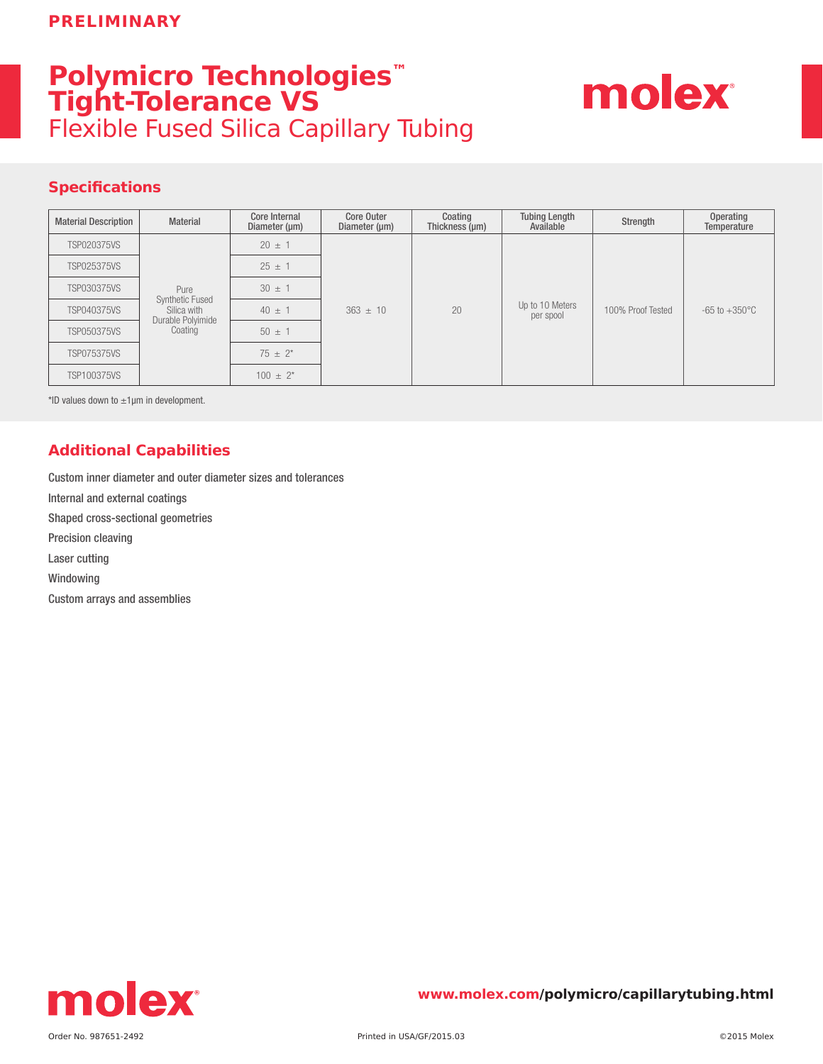PRELIMINARY

# Polymicro Technologies™ Tight-Tolerance VS

Flexible Fused Silica Capillary Tubing

## Specifications

| Material Description | Material | Core Internal Diameter (μm) | Core Outer Diameter (μm) | Coating Thickness (μm) | Tubing Length Available | Strength | Operating Temperature |
|---|---|---|---|---|---|---|---|
| TSP020375VS | Pure Synthetic Fused Silica with Durable Polyimide Coating | 20 ± 1 | 363 ± 10 | 20 | Up to 10 Meters per spool | 100% Proof Tested | -65 to +350°C |
| TSP025375VS | | 25 ± 1 | | | | | |
| TSP030375VS | | 30 ± 1 | | | | | |
| TSP040375VS | | 40 ± 1 | | | | | |
| TSP050375VS | | 50 ± 1 | | | | | |
| TSP075375VS | | 75 ± 2* | | | | | |
| TSP100375VS | | 100 ± 2* | | | | | |

*ID values down to ±1μm in development.

## Additional Capabilities

Custom inner diameter and outer diameter sizes and tolerances

Internal and external coatings

Shaped cross-sectional geometries

Precision cleaving

Laser cutting

Windowing

Custom arrays and assemblies

www.molex.com/polymicro/capillarytubing.html

Order No. 987651-2492

Printed in USA/GF/2015.03

©2015 Molex